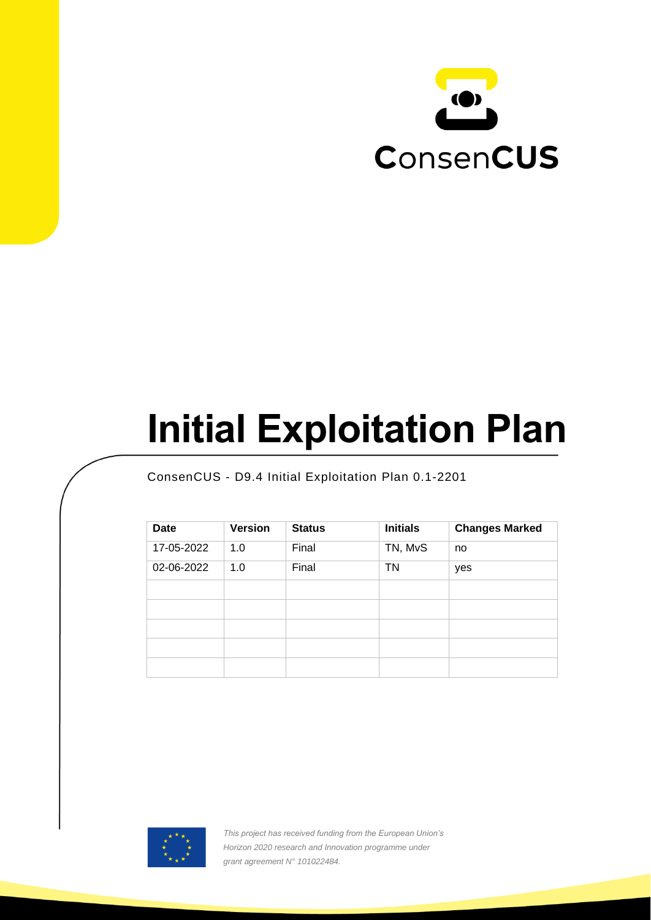ConsenCUS

# Initial Exploitation Plan

ConsenCUS - D9.4 Initial Exploitation Plan 0.1-2201

| Date | Version | Status | Initials | Changes Marked |
|---|---|---|---|---|
| 17-05-2022 | 1.0 | Final | TN, MvS | no |
| 02-06-2022 | 1.0 | Final | TN | yes |
| | | | | |
| | | | | |
| | | | | |
| | | | | |
| | | | | |

*This project has received funding from the European Union's Horizon 2020 research and Innovation programme under grant agreement N° 101022484.*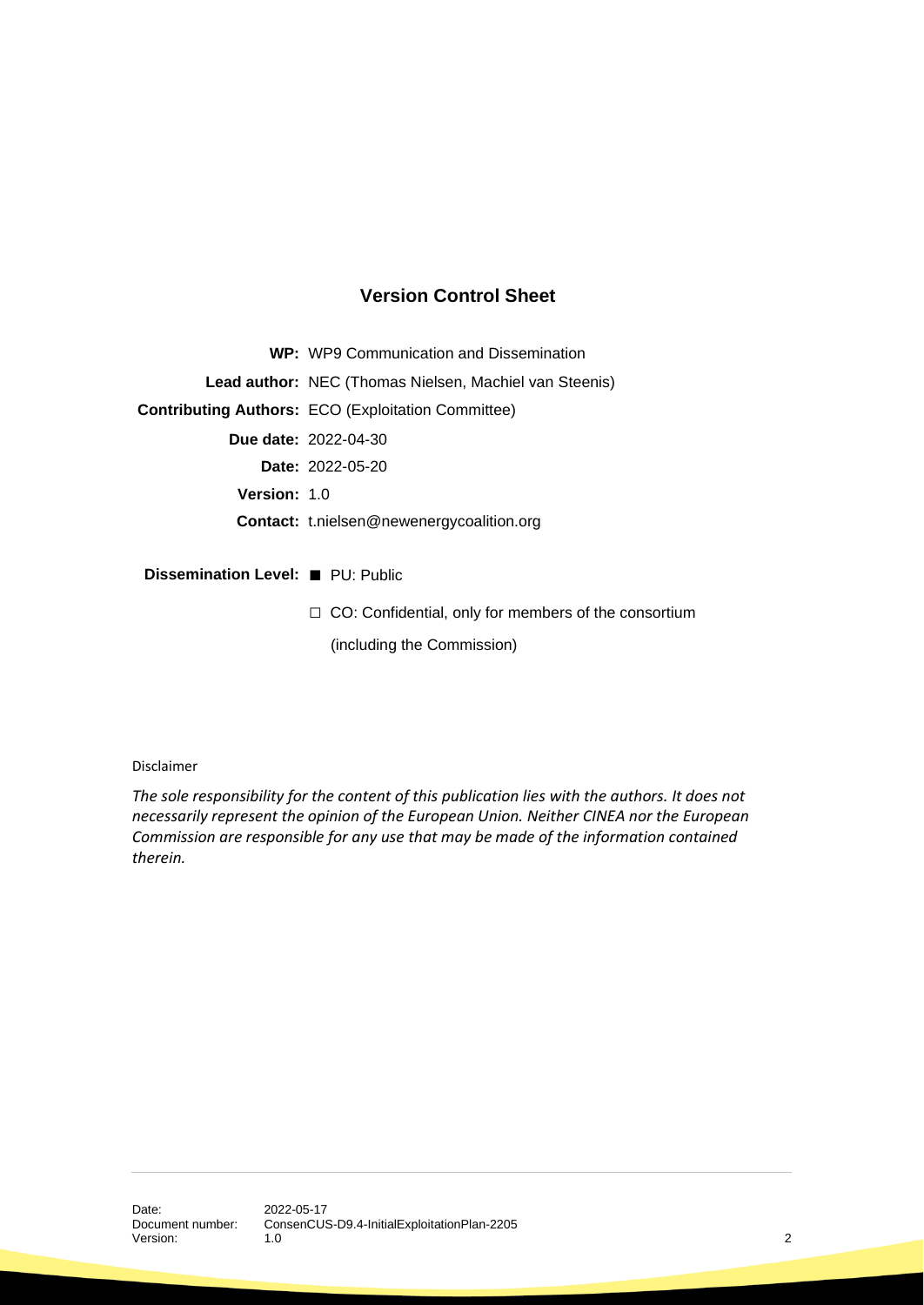## Version Control Sheet

**WP:** WP9 Communication and Dissemination

**Lead author:** NEC (Thomas Nielsen, Machiel van Steenis)

**Contributing Authors:** ECO (Exploitation Committee)

**Due date:** 2022-04-30

**Date:** 2022-05-20

**Version:** 1.0

**Contact:** t.nielsen@newenergycoalition.org

**Dissemination Level:** ■ PU: Public

☐ CO: Confidential, only for members of the consortium (including the Commission)

Disclaimer

*The sole responsibility for the content of this publication lies with the authors. It does not necessarily represent the opinion of the European Union. Neither CINEA nor the European Commission are responsible for any use that may be made of the information contained therein.*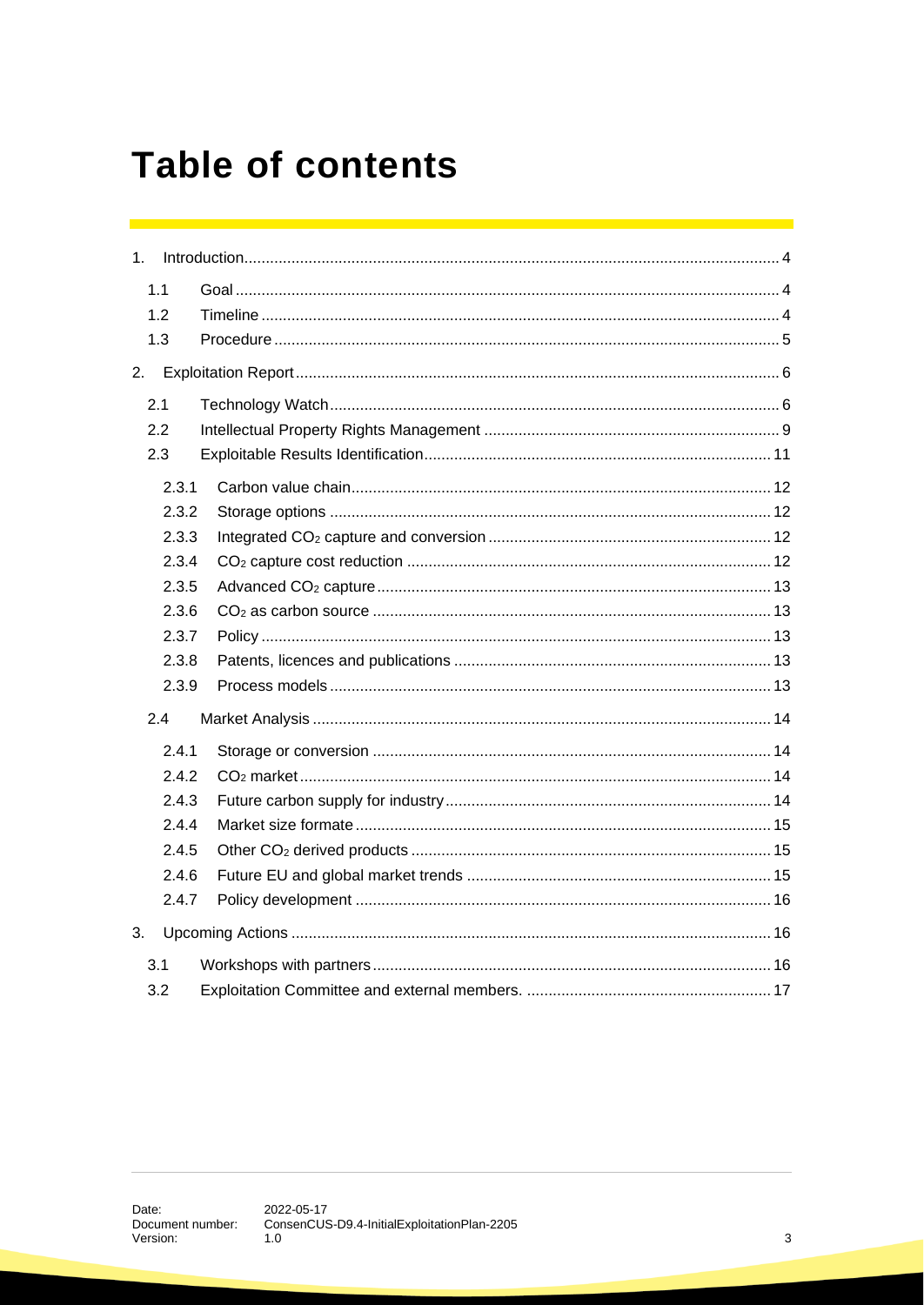# Table of contents

1. Introduction ..... 4
   - 1.1 Goal ..... 4
   - 1.2 Timeline ..... 4
   - 1.3 Procedure ..... 5
2. Exploitation Report ..... 6
   - 2.1 Technology Watch ..... 6
   - 2.2 Intellectual Property Rights Management ..... 9
   - 2.3 Exploitable Results Identification ..... 11
     - 2.3.1 Carbon value chain ..... 12
     - 2.3.2 Storage options ..... 12
     - 2.3.3 Integrated $CO_2$ capture and conversion ..... 12
     - 2.3.4 $CO_2$ capture cost reduction ..... 12
     - 2.3.5 Advanced $CO_2$ capture ..... 13
     - 2.3.6 $CO_2$ as carbon source ..... 13
     - 2.3.7 Policy ..... 13
     - 2.3.8 Patents, licences and publications ..... 13
     - 2.3.9 Process models ..... 13
   - 2.4 Market Analysis ..... 14
     - 2.4.1 Storage or conversion ..... 14
     - 2.4.2 $CO_2$ market ..... 14
     - 2.4.3 Future carbon supply for industry ..... 14
     - 2.4.4 Market size formate ..... 15
     - 2.4.5 Other $CO_2$ derived products ..... 15
     - 2.4.6 Future EU and global market trends ..... 15
     - 2.4.7 Policy development ..... 16
3. Upcoming Actions ..... 16
   - 3.1 Workshops with partners ..... 16
   - 3.2 Exploitation Committee and external members. ..... 17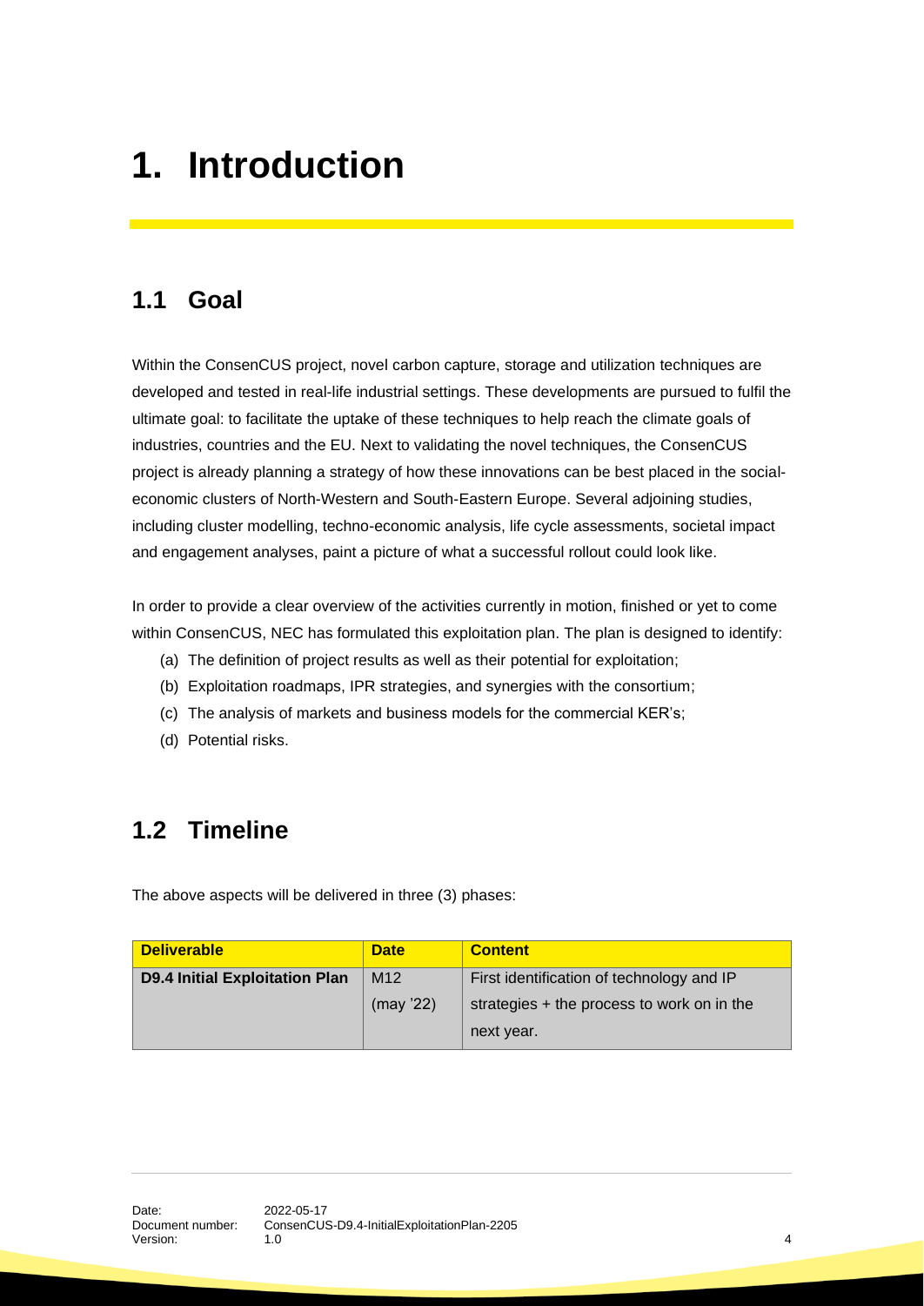# 1. Introduction

## 1.1 Goal

Within the ConsenCUS project, novel carbon capture, storage and utilization techniques are developed and tested in real-life industrial settings. These developments are pursued to fulfil the ultimate goal: to facilitate the uptake of these techniques to help reach the climate goals of industries, countries and the EU. Next to validating the novel techniques, the ConsenCUS project is already planning a strategy of how these innovations can be best placed in the social-economic clusters of North-Western and South-Eastern Europe. Several adjoining studies, including cluster modelling, techno-economic analysis, life cycle assessments, societal impact and engagement analyses, paint a picture of what a successful rollout could look like.

In order to provide a clear overview of the activities currently in motion, finished or yet to come within ConsenCUS, NEC has formulated this exploitation plan. The plan is designed to identify:

(a) The definition of project results as well as their potential for exploitation;
(b) Exploitation roadmaps, IPR strategies, and synergies with the consortium;
(c) The analysis of markets and business models for the commercial KER's;
(d) Potential risks.

## 1.2 Timeline

The above aspects will be delivered in three (3) phases:

| Deliverable | Date | Content |
|---|---|---|
| **D9.4 Initial Exploitation Plan** | M12 (may '22) | First identification of technology and IP strategies + the process to work on in the next year. |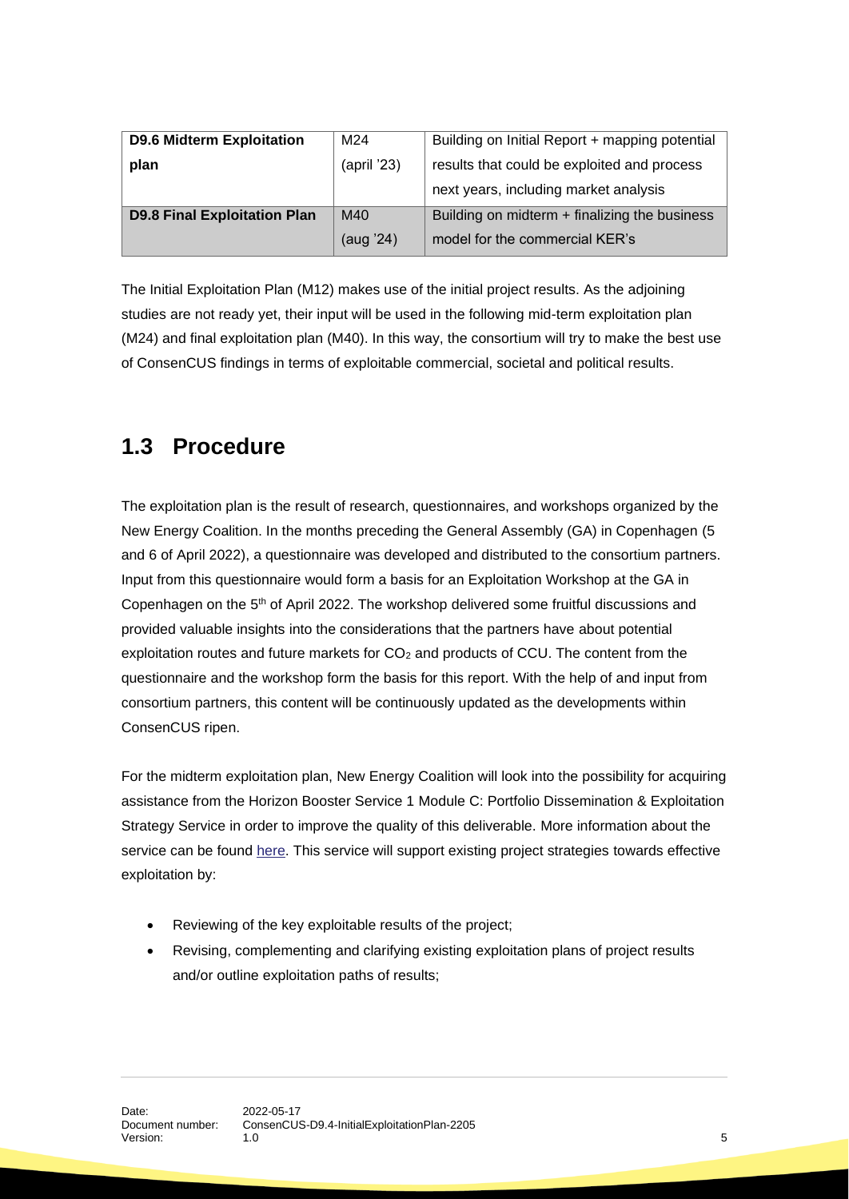| D9.6 Midterm Exploitation plan | M24 (april '23) | Building on Initial Report + mapping potential results that could be exploited and process next years, including market analysis |
|---|---|---|
| **D9.8 Final Exploitation Plan** | M40 (aug '24) | Building on midterm + finalizing the business model for the commercial KER's |

The Initial Exploitation Plan (M12) makes use of the initial project results. As the adjoining studies are not ready yet, their input will be used in the following mid-term exploitation plan (M24) and final exploitation plan (M40). In this way, the consortium will try to make the best use of ConsenCUS findings in terms of exploitable commercial, societal and political results.

## 1.3 Procedure

The exploitation plan is the result of research, questionnaires, and workshops organized by the New Energy Coalition. In the months preceding the General Assembly (GA) in Copenhagen (5 and 6 of April 2022), a questionnaire was developed and distributed to the consortium partners. Input from this questionnaire would form a basis for an Exploitation Workshop at the GA in Copenhagen on the 5th of April 2022. The workshop delivered some fruitful discussions and provided valuable insights into the considerations that the partners have about potential exploitation routes and future markets for $CO_2$ and products of CCU. The content from the questionnaire and the workshop form the basis for this report. With the help of and input from consortium partners, this content will be continuously updated as the developments within ConsenCUS ripen.

For the midterm exploitation plan, New Energy Coalition will look into the possibility for acquiring assistance from the Horizon Booster Service 1 Module C: Portfolio Dissemination & Exploitation Strategy Service in order to improve the quality of this deliverable. More information about the service can be found here. This service will support existing project strategies towards effective exploitation by:

- Reviewing of the key exploitable results of the project;
- Revising, complementing and clarifying existing exploitation plans of project results and/or outline exploitation paths of results;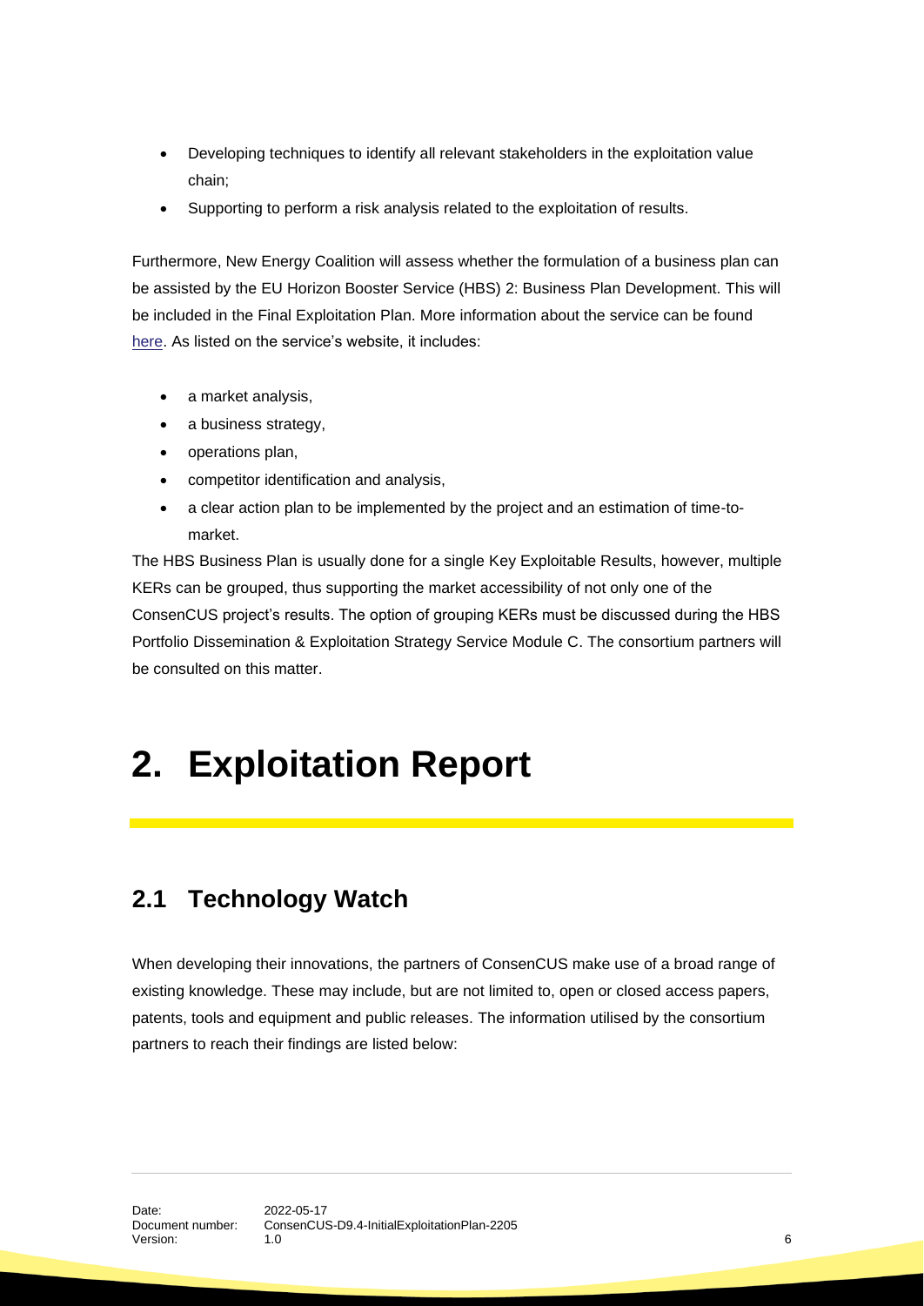- Developing techniques to identify all relevant stakeholders in the exploitation value chain;
- Supporting to perform a risk analysis related to the exploitation of results.

Furthermore, New Energy Coalition will assess whether the formulation of a business plan can be assisted by the EU Horizon Booster Service (HBS) 2: Business Plan Development. This will be included in the Final Exploitation Plan. More information about the service can be found here. As listed on the service's website, it includes:

- a market analysis,
- a business strategy,
- operations plan,
- competitor identification and analysis,
- a clear action plan to be implemented by the project and an estimation of time-to-market.

The HBS Business Plan is usually done for a single Key Exploitable Results, however, multiple KERs can be grouped, thus supporting the market accessibility of not only one of the ConsenCUS project's results. The option of grouping KERs must be discussed during the HBS Portfolio Dissemination & Exploitation Strategy Service Module C. The consortium partners will be consulted on this matter.

# 2. Exploitation Report

## 2.1 Technology Watch

When developing their innovations, the partners of ConsenCUS make use of a broad range of existing knowledge. These may include, but are not limited to, open or closed access papers, patents, tools and equipment and public releases. The information utilised by the consortium partners to reach their findings are listed below: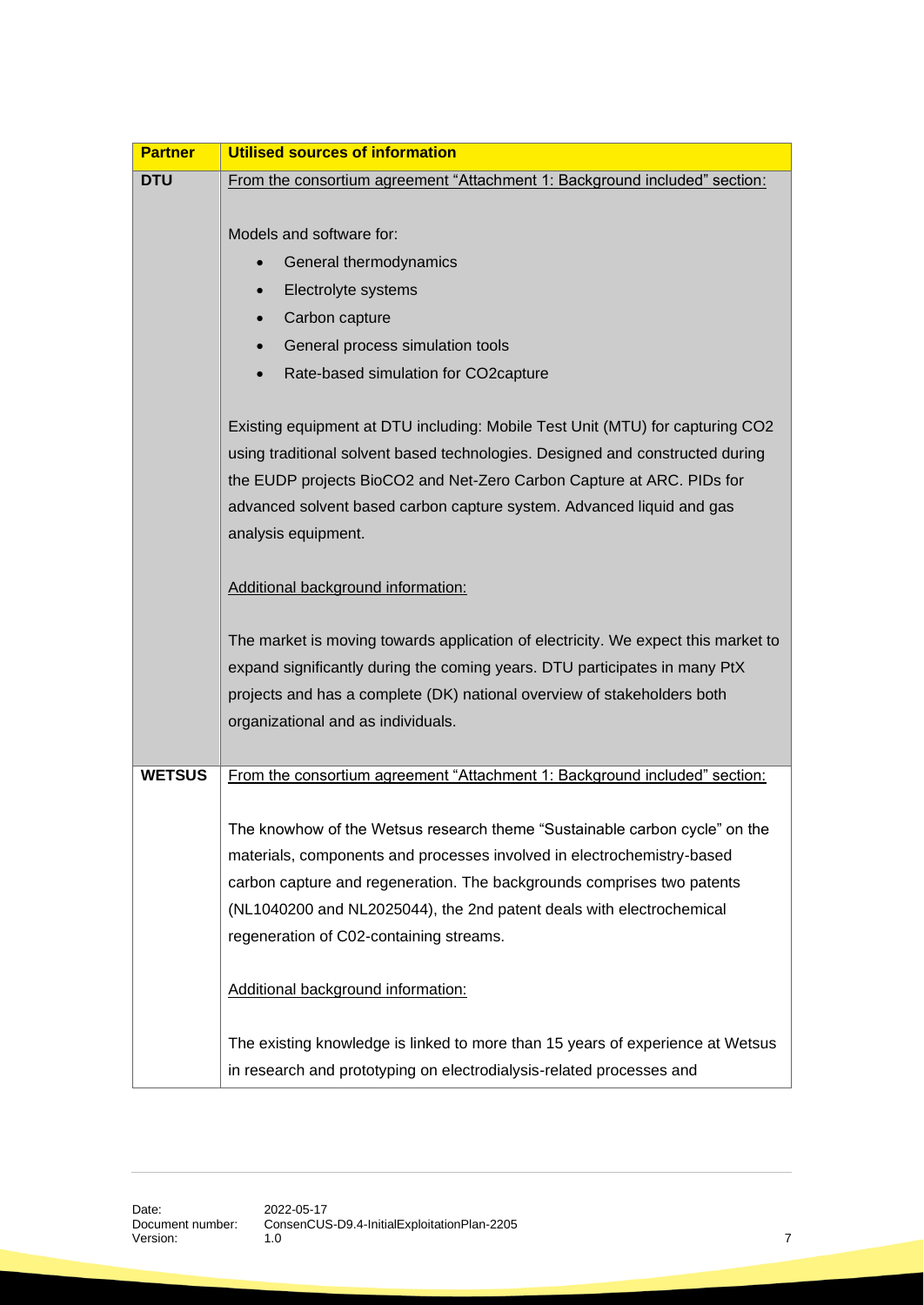| Partner | Utilised sources of information |
|---|---|
| **DTU** | From the consortium agreement "Attachment 1: Background included" section:<br><br>Models and software for:<br>• General thermodynamics<br>• Electrolyte systems<br>• Carbon capture<br>• General process simulation tools<br>• Rate-based simulation for CO2capture<br><br>Existing equipment at DTU including: Mobile Test Unit (MTU) for capturing CO2 using traditional solvent based technologies. Designed and constructed during the EUDP projects BioCO2 and Net-Zero Carbon Capture at ARC. PIDs for advanced solvent based carbon capture system. Advanced liquid and gas analysis equipment.<br><br>Additional background information:<br><br>The market is moving towards application of electricity. We expect this market to expand significantly during the coming years. DTU participates in many PtX projects and has a complete (DK) national overview of stakeholders both organizational and as individuals. |
| **WETSUS** | From the consortium agreement "Attachment 1: Background included" section:<br><br>The knowhow of the Wetsus research theme "Sustainable carbon cycle" on the materials, components and processes involved in electrochemistry-based carbon capture and regeneration. The backgrounds comprises two patents (NL1040200 and NL2025044), the 2nd patent deals with electrochemical regeneration of C02-containing streams.<br><br>Additional background information:<br><br>The existing knowledge is linked to more than 15 years of experience at Wetsus in research and prototyping on electrodialysis-related processes and |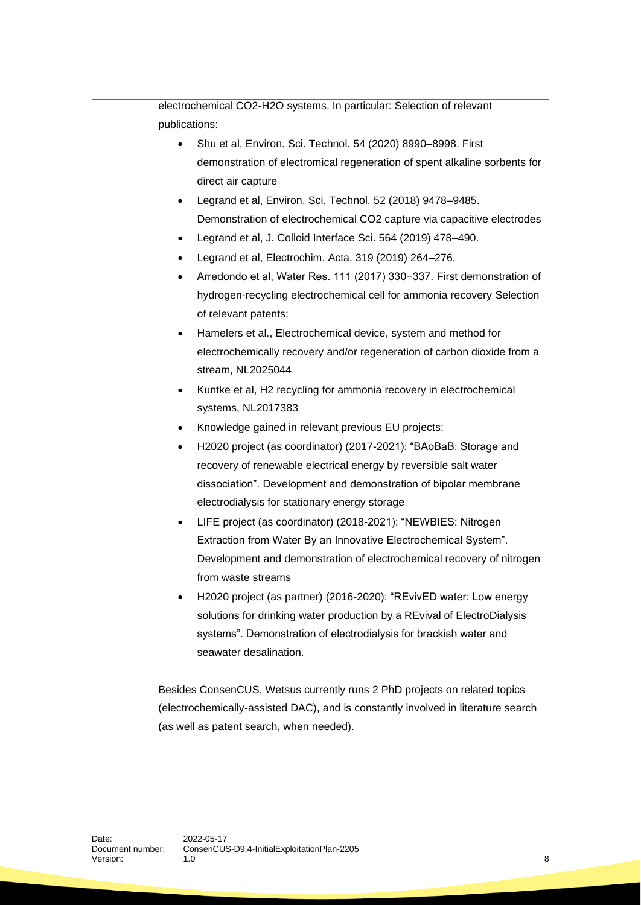|  | electrochemical $CO_2$-$H_2O$ systems. In particular: Selection of relevant publications:<br>• Shu et al, Environ. Sci. Technol. 54 (2020) 8990–8998. First demonstration of electromical regeneration of spent alkaline sorbents for direct air capture<br>• Legrand et al, Environ. Sci. Technol. 52 (2018) 9478–9485. Demonstration of electrochemical CO2 capture via capacitive electrodes<br>• Legrand et al, J. Colloid Interface Sci. 564 (2019) 478–490.<br>• Legrand et al, Electrochim. Acta. 319 (2019) 264–276.<br>• Arredondo et al, Water Res. 111 (2017) 330−337. First demonstration of hydrogen-recycling electrochemical cell for ammonia recovery Selection of relevant patents:<br>• Hamelers et al., Electrochemical device, system and method for electrochemically recovery and/or regeneration of carbon dioxide from a stream, NL2025044<br>• Kuntke et al, H2 recycling for ammonia recovery in electrochemical systems, NL2017383<br>• Knowledge gained in relevant previous EU projects:<br>• H2020 project (as coordinator) (2017-2021): "BAoBaB: Storage and recovery of renewable electrical energy by reversible salt water dissociation". Development and demonstration of bipolar membrane electrodialysis for stationary energy storage<br>• LIFE project (as coordinator) (2018-2021): "NEWBIES: Nitrogen Extraction from Water By an Innovative Electrochemical System". Development and demonstration of electrochemical recovery of nitrogen from waste streams<br>• H2020 project (as partner) (2016-2020): "REvivED water: Low energy solutions for drinking water production by a REvival of ElectroDialysis systems". Demonstration of electrodialysis for brackish water and seawater desalination.<br><br>Besides ConsenCUS, Wetsus currently runs 2 PhD projects on related topics (electrochemically-assisted DAC), and is constantly involved in literature search (as well as patent search, when needed). |
|---|---|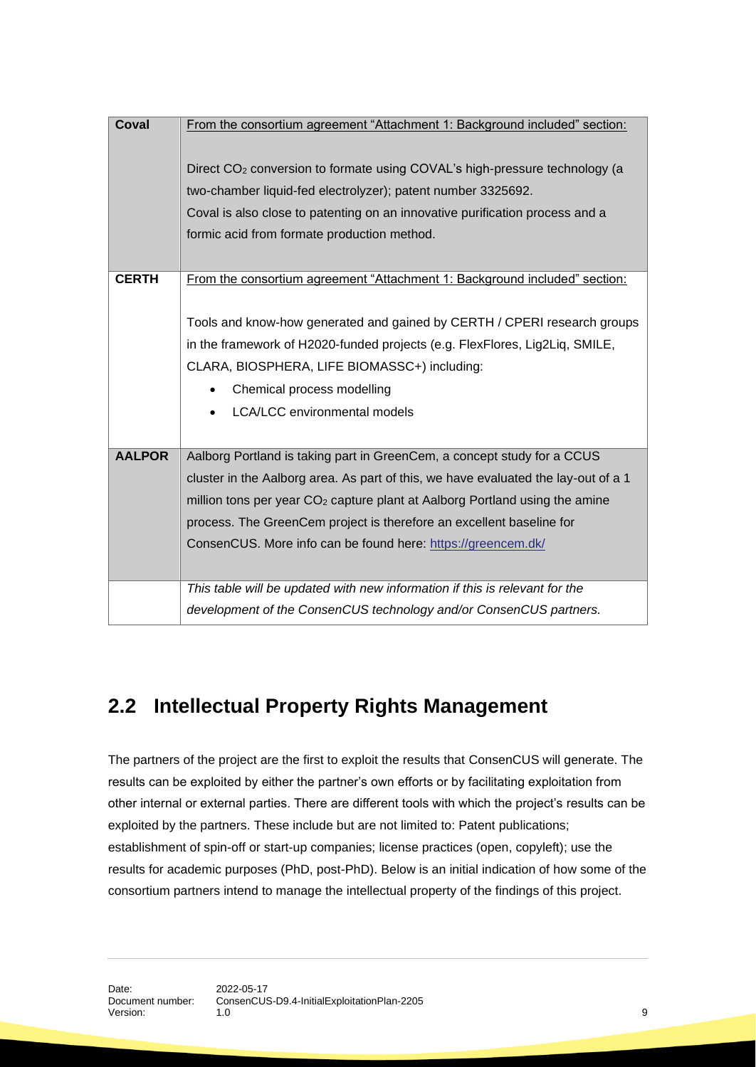| Coval | From the consortium agreement "Attachment 1: Background included" section:<br><br>Direct $CO_2$ conversion to formate using COVAL's high-pressure technology (a two-chamber liquid-fed electrolyzer); patent number 3325692.<br>Coval is also close to patenting on an innovative purification process and a formic acid from formate production method. |
|---|---|
| **CERTH** | From the consortium agreement "Attachment 1: Background included" section:<br><br>Tools and know-how generated and gained by CERTH / CPERI research groups in the framework of H2020-funded projects (e.g. FlexFlores, Lig2Liq, SMILE, CLARA, BIOSPHERA, LIFE BIOMASSC+) including:<br>• Chemical process modelling<br>• LCA/LCC environmental models |
| **AALPOR** | Aalborg Portland is taking part in GreenCem, a concept study for a CCUS cluster in the Aalborg area. As part of this, we have evaluated the lay-out of a 1 million tons per year $CO_2$ capture plant at Aalborg Portland using the amine process. The GreenCem project is therefore an excellent baseline for ConsenCUS. More info can be found here: https://greencem.dk/ |
| | *This table will be updated with new information if this is relevant for the development of the ConsenCUS technology and/or ConsenCUS partners.* |

## 2.2 Intellectual Property Rights Management

The partners of the project are the first to exploit the results that ConsenCUS will generate. The results can be exploited by either the partner's own efforts or by facilitating exploitation from other internal or external parties. There are different tools with which the project's results can be exploited by the partners. These include but are not limited to: Patent publications; establishment of spin-off or start-up companies; license practices (open, copyleft); use the results for academic purposes (PhD, post-PhD). Below is an initial indication of how some of the consortium partners intend to manage the intellectual property of the findings of this project.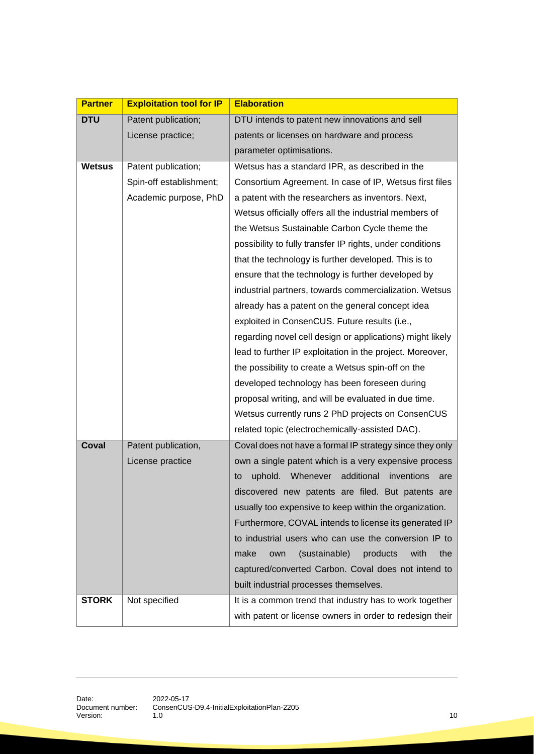| Partner | Exploitation tool for IP | Elaboration |
|---|---|---|
| **DTU** | Patent publication; License practice; | DTU intends to patent new innovations and sell patents or licenses on hardware and process parameter optimisations. |
| **Wetsus** | Patent publication; Spin-off establishment; Academic purpose, PhD | Wetsus has a standard IPR, as described in the Consortium Agreement. In case of IP, Wetsus first files a patent with the researchers as inventors. Next, Wetsus officially offers all the industrial members of the Wetsus Sustainable Carbon Cycle theme the possibility to fully transfer IP rights, under conditions that the technology is further developed. This is to ensure that the technology is further developed by industrial partners, towards commercialization. Wetsus already has a patent on the general concept idea exploited in ConsenCUS. Future results (i.e., regarding novel cell design or applications) might likely lead to further IP exploitation in the project. Moreover, the possibility to create a Wetsus spin-off on the developed technology has been foreseen during proposal writing, and will be evaluated in due time. Wetsus currently runs 2 PhD projects on ConsenCUS related topic (electrochemically-assisted DAC). |
| **Coval** | Patent publication, License practice | Coval does not have a formal IP strategy since they only own a single patent which is a very expensive process to uphold. Whenever additional inventions are discovered new patents are filed. But patents are usually too expensive to keep within the organization. Furthermore, COVAL intends to license its generated IP to industrial users who can use the conversion IP to make own (sustainable) products with the captured/converted Carbon. Coval does not intend to built industrial processes themselves. |
| **STORK** | Not specified | It is a common trend that industry has to work together with patent or license owners in order to redesign their |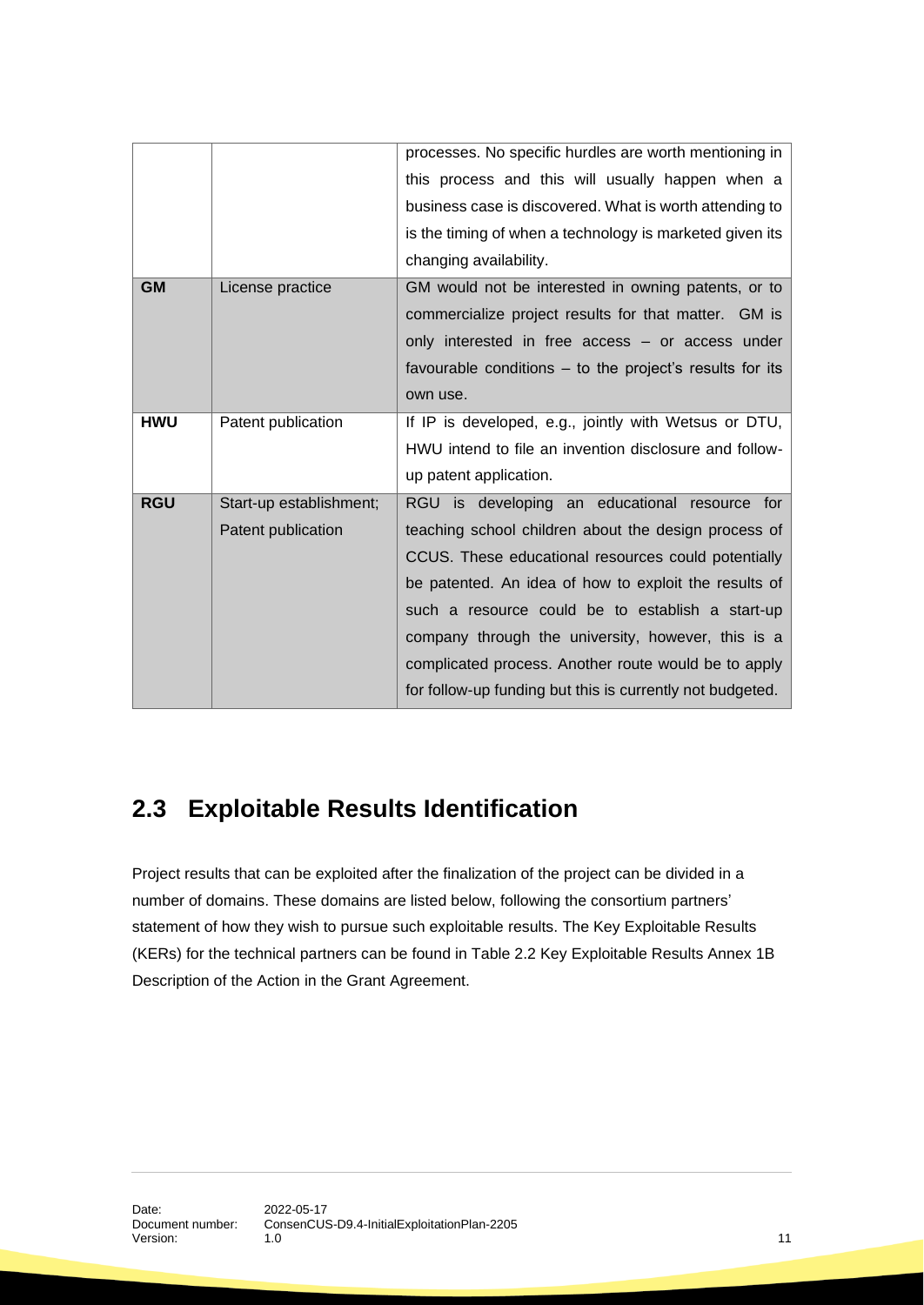|  |  |  |
|---|---|---|
|  |  | processes. No specific hurdles are worth mentioning in this process and this will usually happen when a business case is discovered. What is worth attending to is the timing of when a technology is marketed given its changing availability. |
| **GM** | License practice | GM would not be interested in owning patents, or to commercialize project results for that matter. GM is only interested in free access – or access under favourable conditions – to the project's results for its own use. |
| **HWU** | Patent publication | If IP is developed, e.g., jointly with Wetsus or DTU, HWU intend to file an invention disclosure and follow-up patent application. |
| **RGU** | Start-up establishment; Patent publication | RGU is developing an educational resource for teaching school children about the design process of CCUS. These educational resources could potentially be patented. An idea of how to exploit the results of such a resource could be to establish a start-up company through the university, however, this is a complicated process. Another route would be to apply for follow-up funding but this is currently not budgeted. |

## 2.3 Exploitable Results Identification

Project results that can be exploited after the finalization of the project can be divided in a number of domains. These domains are listed below, following the consortium partners' statement of how they wish to pursue such exploitable results. The Key Exploitable Results (KERs) for the technical partners can be found in Table 2.2 Key Exploitable Results Annex 1B Description of the Action in the Grant Agreement.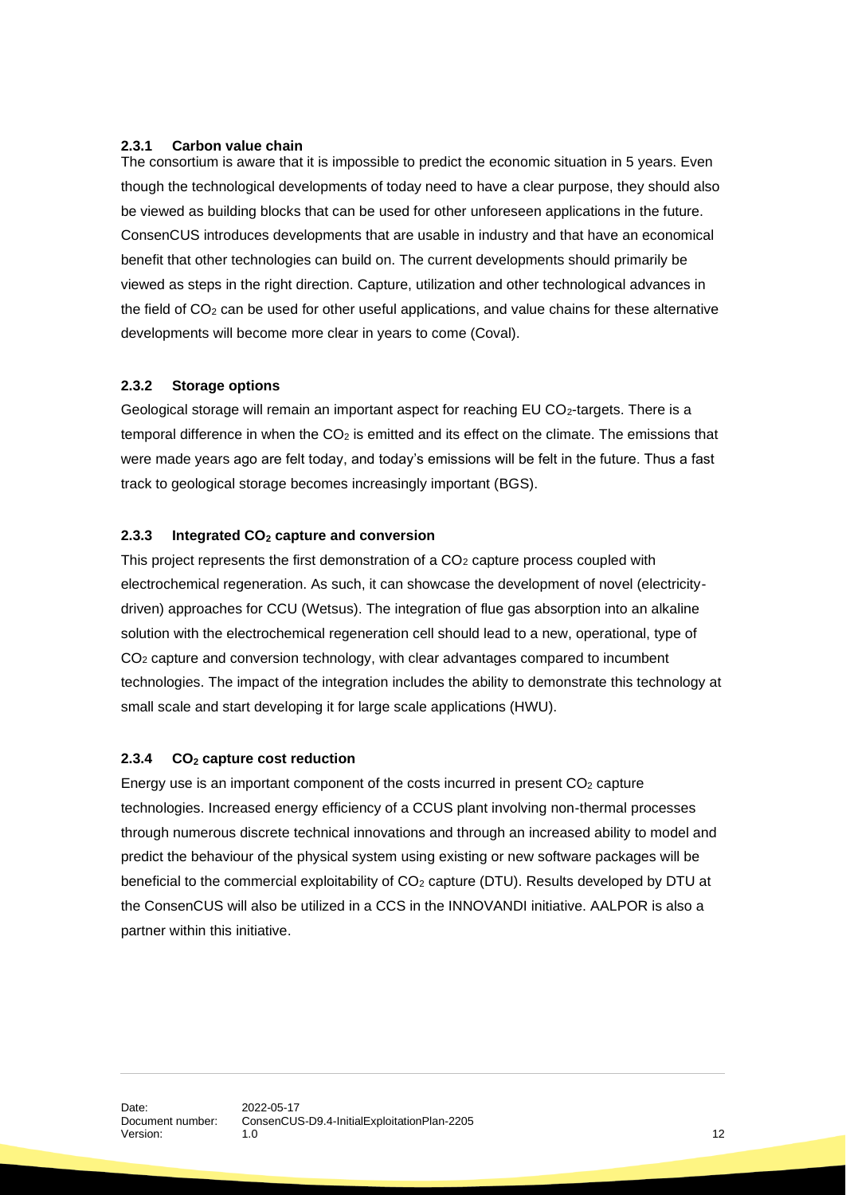### 2.3.1 Carbon value chain

The consortium is aware that it is impossible to predict the economic situation in 5 years. Even though the technological developments of today need to have a clear purpose, they should also be viewed as building blocks that can be used for other unforeseen applications in the future. ConsenCUS introduces developments that are usable in industry and that have an economical benefit that other technologies can build on. The current developments should primarily be viewed as steps in the right direction. Capture, utilization and other technological advances in the field of $CO_2$ can be used for other useful applications, and value chains for these alternative developments will become more clear in years to come (Coval).

### 2.3.2 Storage options

Geological storage will remain an important aspect for reaching EU $CO_2$-targets. There is a temporal difference in when the $CO_2$ is emitted and its effect on the climate. The emissions that were made years ago are felt today, and today's emissions will be felt in the future. Thus a fast track to geological storage becomes increasingly important (BGS).

### 2.3.3 Integrated $CO_2$ capture and conversion

This project represents the first demonstration of a $CO_2$ capture process coupled with electrochemical regeneration. As such, it can showcase the development of novel (electricity-driven) approaches for CCU (Wetsus). The integration of flue gas absorption into an alkaline solution with the electrochemical regeneration cell should lead to a new, operational, type of $CO_2$ capture and conversion technology, with clear advantages compared to incumbent technologies. The impact of the integration includes the ability to demonstrate this technology at small scale and start developing it for large scale applications (HWU).

### 2.3.4 $CO_2$ capture cost reduction

Energy use is an important component of the costs incurred in present $CO_2$ capture technologies. Increased energy efficiency of a CCUS plant involving non-thermal processes through numerous discrete technical innovations and through an increased ability to model and predict the behaviour of the physical system using existing or new software packages will be beneficial to the commercial exploitability of $CO_2$ capture (DTU). Results developed by DTU at the ConsenCUS will also be utilized in a CCS in the INNOVANDI initiative. AALPOR is also a partner within this initiative.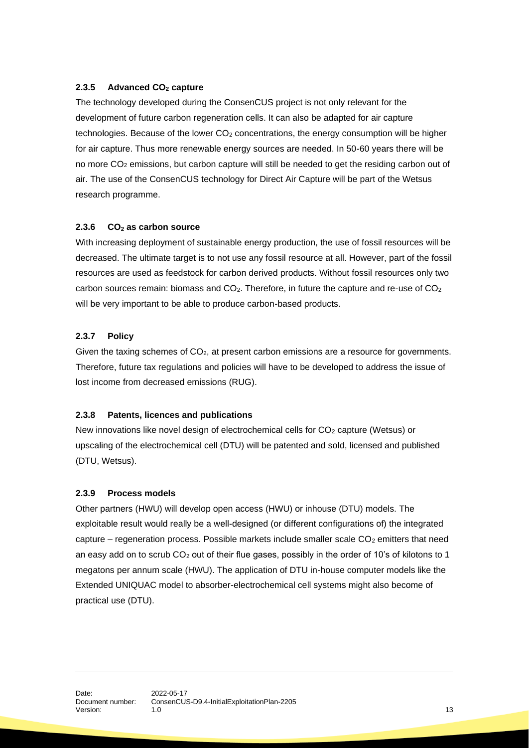#### 2.3.5 Advanced $CO_2$ capture

The technology developed during the ConsenCUS project is not only relevant for the development of future carbon regeneration cells. It can also be adapted for air capture technologies. Because of the lower $CO_2$ concentrations, the energy consumption will be higher for air capture. Thus more renewable energy sources are needed. In 50-60 years there will be no more $CO_2$ emissions, but carbon capture will still be needed to get the residing carbon out of air. The use of the ConsenCUS technology for Direct Air Capture will be part of the Wetsus research programme.

#### 2.3.6 $CO_2$ as carbon source

With increasing deployment of sustainable energy production, the use of fossil resources will be decreased. The ultimate target is to not use any fossil resource at all. However, part of the fossil resources are used as feedstock for carbon derived products. Without fossil resources only two carbon sources remain: biomass and $CO_2$. Therefore, in future the capture and re-use of $CO_2$ will be very important to be able to produce carbon-based products.

#### 2.3.7 Policy

Given the taxing schemes of $CO_2$, at present carbon emissions are a resource for governments. Therefore, future tax regulations and policies will have to be developed to address the issue of lost income from decreased emissions (RUG).

#### 2.3.8 Patents, licences and publications

New innovations like novel design of electrochemical cells for $CO_2$ capture (Wetsus) or upscaling of the electrochemical cell (DTU) will be patented and sold, licensed and published (DTU, Wetsus).

#### 2.3.9 Process models

Other partners (HWU) will develop open access (HWU) or inhouse (DTU) models. The exploitable result would really be a well-designed (or different configurations of) the integrated capture – regeneration process. Possible markets include smaller scale $CO_2$ emitters that need an easy add on to scrub $CO_2$ out of their flue gases, possibly in the order of 10's of kilotons to 1 megatons per annum scale (HWU). The application of DTU in-house computer models like the Extended UNIQUAC model to absorber-electrochemical cell systems might also become of practical use (DTU).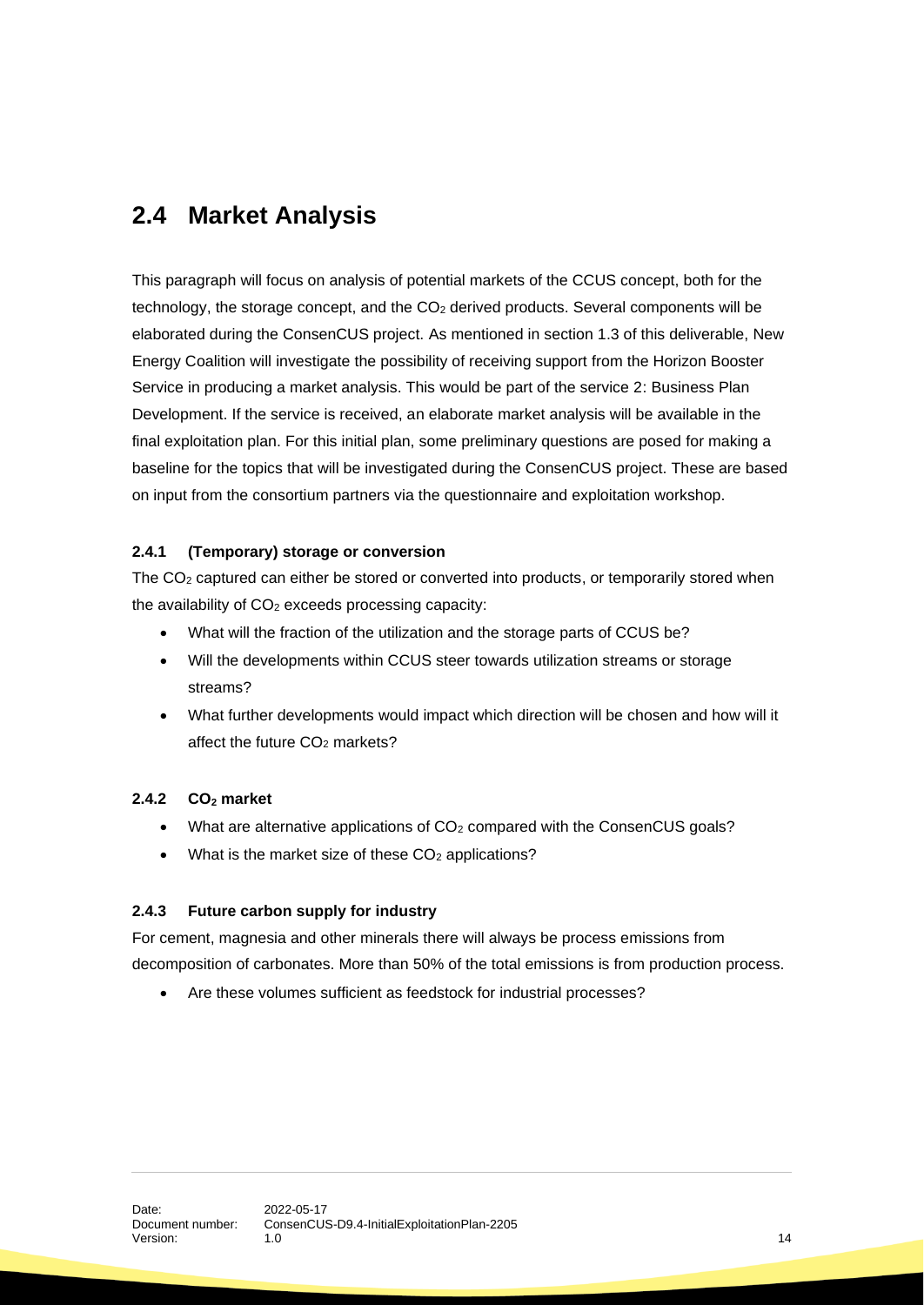## 2.4 Market Analysis

This paragraph will focus on analysis of potential markets of the CCUS concept, both for the technology, the storage concept, and the $CO_2$ derived products. Several components will be elaborated during the ConsenCUS project. As mentioned in section 1.3 of this deliverable, New Energy Coalition will investigate the possibility of receiving support from the Horizon Booster Service in producing a market analysis. This would be part of the service 2: Business Plan Development. If the service is received, an elaborate market analysis will be available in the final exploitation plan. For this initial plan, some preliminary questions are posed for making a baseline for the topics that will be investigated during the ConsenCUS project. These are based on input from the consortium partners via the questionnaire and exploitation workshop.

### 2.4.1 (Temporary) storage or conversion

The $CO_2$ captured can either be stored or converted into products, or temporarily stored when the availability of $CO_2$ exceeds processing capacity:

- What will the fraction of the utilization and the storage parts of CCUS be?
- Will the developments within CCUS steer towards utilization streams or storage streams?
- What further developments would impact which direction will be chosen and how will it affect the future $CO_2$ markets?

### 2.4.2 $CO_2$ market

- What are alternative applications of $CO_2$ compared with the ConsenCUS goals?
- What is the market size of these $CO_2$ applications?

### 2.4.3 Future carbon supply for industry

For cement, magnesia and other minerals there will always be process emissions from decomposition of carbonates. More than 50% of the total emissions is from production process.

- Are these volumes sufficient as feedstock for industrial processes?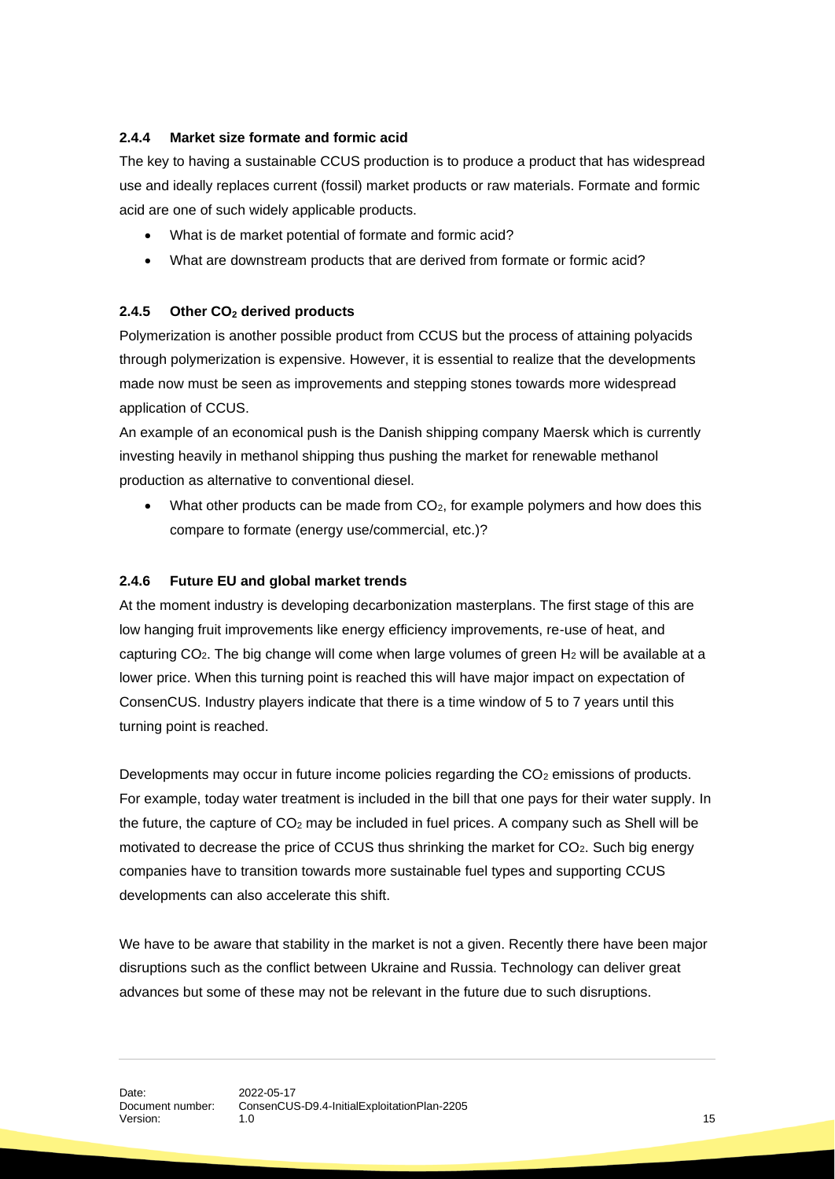### 2.4.4 Market size formate and formic acid

The key to having a sustainable CCUS production is to produce a product that has widespread use and ideally replaces current (fossil) market products or raw materials. Formate and formic acid are one of such widely applicable products.

- What is de market potential of formate and formic acid?
- What are downstream products that are derived from formate or formic acid?

### 2.4.5 Other $CO_2$ derived products

Polymerization is another possible product from CCUS but the process of attaining polyacids through polymerization is expensive. However, it is essential to realize that the developments made now must be seen as improvements and stepping stones towards more widespread application of CCUS.

An example of an economical push is the Danish shipping company Maersk which is currently investing heavily in methanol shipping thus pushing the market for renewable methanol production as alternative to conventional diesel.

- What other products can be made from $CO_2$, for example polymers and how does this compare to formate (energy use/commercial, etc.)?

### 2.4.6 Future EU and global market trends

At the moment industry is developing decarbonization masterplans. The first stage of this are low hanging fruit improvements like energy efficiency improvements, re-use of heat, and capturing $CO_2$. The big change will come when large volumes of green $H_2$ will be available at a lower price. When this turning point is reached this will have major impact on expectation of ConsenCUS. Industry players indicate that there is a time window of 5 to 7 years until this turning point is reached.

Developments may occur in future income policies regarding the $CO_2$ emissions of products. For example, today water treatment is included in the bill that one pays for their water supply. In the future, the capture of $CO_2$ may be included in fuel prices. A company such as Shell will be motivated to decrease the price of CCUS thus shrinking the market for $CO_2$. Such big energy companies have to transition towards more sustainable fuel types and supporting CCUS developments can also accelerate this shift.

We have to be aware that stability in the market is not a given. Recently there have been major disruptions such as the conflict between Ukraine and Russia. Technology can deliver great advances but some of these may not be relevant in the future due to such disruptions.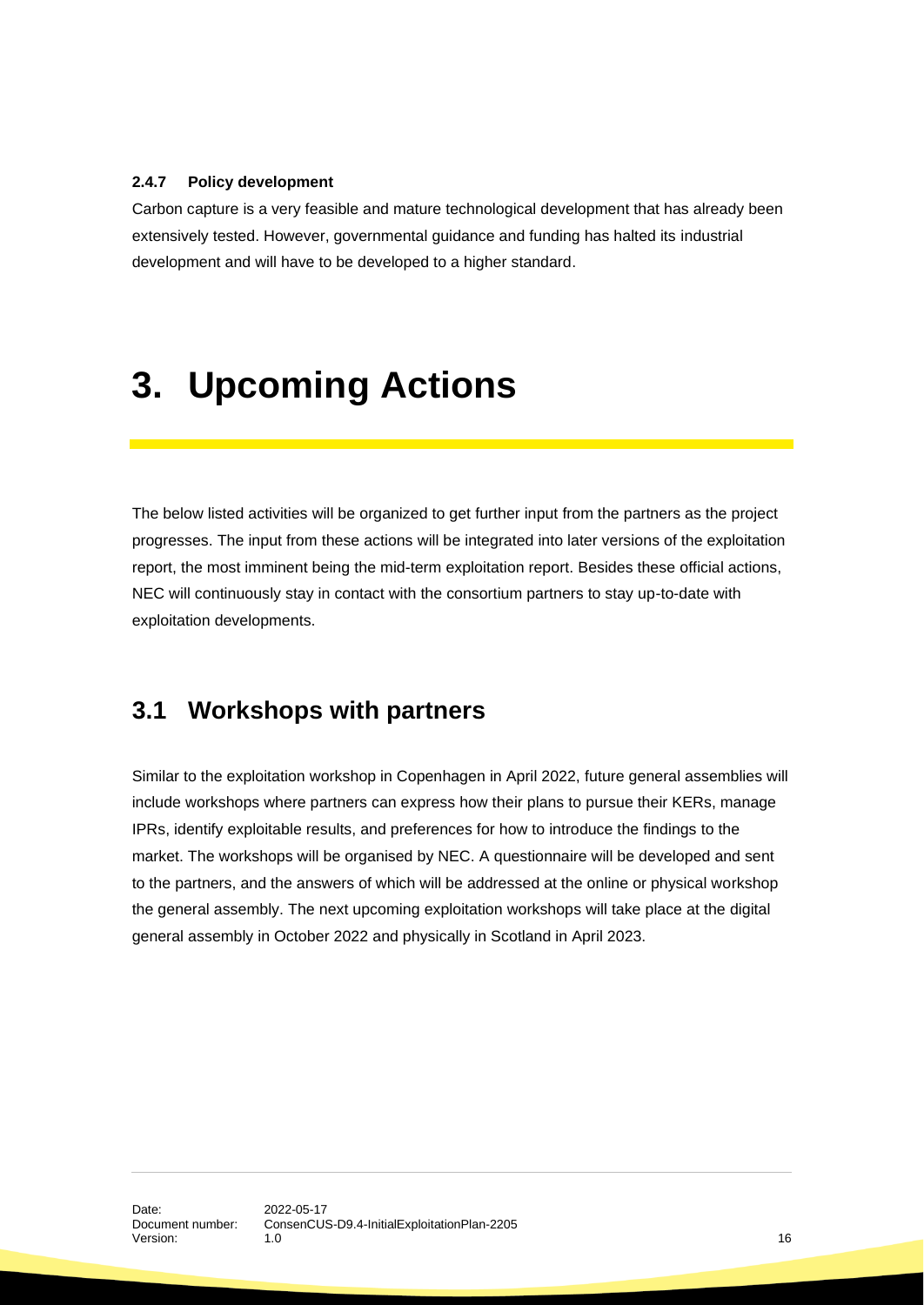#### 2.4.7 Policy development

Carbon capture is a very feasible and mature technological development that has already been extensively tested. However, governmental guidance and funding has halted its industrial development and will have to be developed to a higher standard.

# 3. Upcoming Actions

The below listed activities will be organized to get further input from the partners as the project progresses. The input from these actions will be integrated into later versions of the exploitation report, the most imminent being the mid-term exploitation report. Besides these official actions, NEC will continuously stay in contact with the consortium partners to stay up-to-date with exploitation developments.

## 3.1 Workshops with partners

Similar to the exploitation workshop in Copenhagen in April 2022, future general assemblies will include workshops where partners can express how their plans to pursue their KERs, manage IPRs, identify exploitable results, and preferences for how to introduce the findings to the market. The workshops will be organised by NEC. A questionnaire will be developed and sent to the partners, and the answers of which will be addressed at the online or physical workshop the general assembly. The next upcoming exploitation workshops will take place at the digital general assembly in October 2022 and physically in Scotland in April 2023.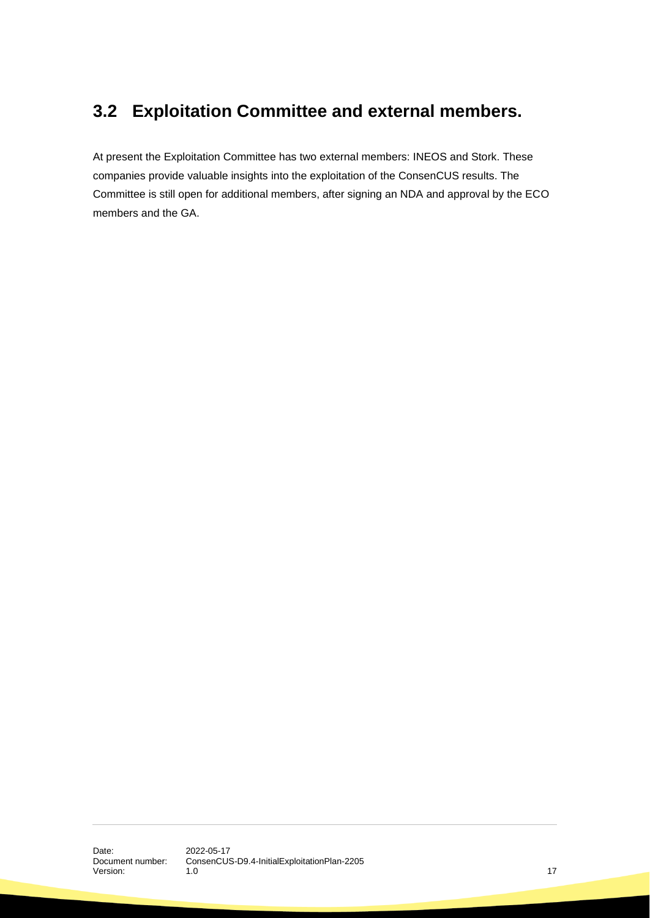## 3.2 Exploitation Committee and external members.

At present the Exploitation Committee has two external members: INEOS and Stork. These companies provide valuable insights into the exploitation of the ConsenCUS results. The Committee is still open for additional members, after signing an NDA and approval by the ECO members and the GA.